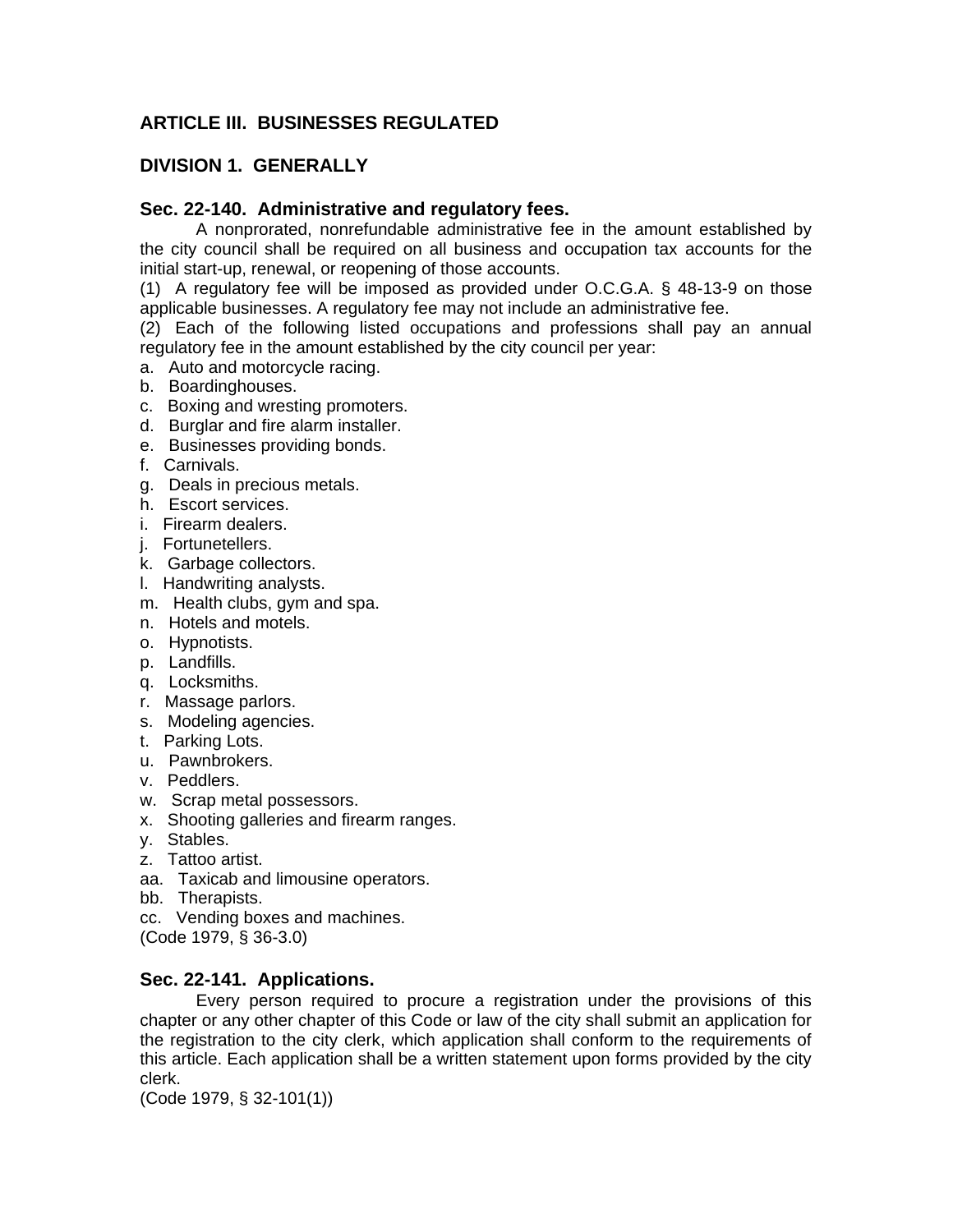## ARTICLE III. BUSINESSES REGULATED

### DIVISION 1. GENERALLY

#### Sec. 22-140. Administrative and regulatory fees.

A nonprorated, nonrefundable administrative fee in the amount established by the city council shall be required on all business and occupation tax accounts for the initial start-up, renewal, or reopening of those accounts.

(1) A regulatory fee will be imposed as provided under O.C.G.A. § 48-13-9 on those applicable businesses. A regulatory fee may not include an administrative fee.

(2) Each of the following listed occupations and professions shall pay an annual regulatory fee in the amount established by the city council per year:

a. Auto and motorcycle racing.
b. Boardinghouses.
c. Boxing and wresting promoters.
d. Burglar and fire alarm installer.
e. Businesses providing bonds.
f. Carnivals.
g. Deals in precious metals.
h. Escort services.
i. Firearm dealers.
j. Fortunetellers.
k. Garbage collectors.
l. Handwriting analysts.
m. Health clubs, gym and spa.
n. Hotels and motels.
o. Hypnotists.
p. Landfills.
q. Locksmiths.
r. Massage parlors.
s. Modeling agencies.
t. Parking Lots.
u. Pawnbrokers.
v. Peddlers.
w. Scrap metal possessors.
x. Shooting galleries and firearm ranges.
y. Stables.
z. Tattoo artist.
aa. Taxicab and limousine operators.
bb. Therapists.
cc. Vending boxes and machines.

(Code 1979, § 36-3.0)

#### Sec. 22-141. Applications.

Every person required to procure a registration under the provisions of this chapter or any other chapter of this Code or law of the city shall submit an application for the registration to the city clerk, which application shall conform to the requirements of this article. Each application shall be a written statement upon forms provided by the city clerk.

(Code 1979, § 32-101(1))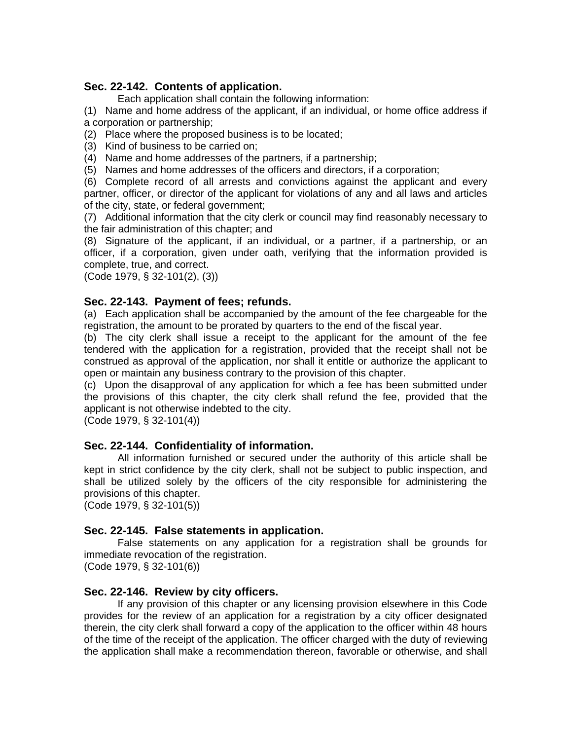### Sec. 22-142. Contents of application.

Each application shall contain the following information:

(1) Name and home address of the applicant, if an individual, or home office address if a corporation or partnership;

(2) Place where the proposed business is to be located;

(3) Kind of business to be carried on;

(4) Name and home addresses of the partners, if a partnership;

(5) Names and home addresses of the officers and directors, if a corporation;

(6) Complete record of all arrests and convictions against the applicant and every partner, officer, or director of the applicant for violations of any and all laws and articles of the city, state, or federal government;

(7) Additional information that the city clerk or council may find reasonably necessary to the fair administration of this chapter; and

(8) Signature of the applicant, if an individual, or a partner, if a partnership, or an officer, if a corporation, given under oath, verifying that the information provided is complete, true, and correct.

(Code 1979, § 32-101(2), (3))

### Sec. 22-143. Payment of fees; refunds.

(a) Each application shall be accompanied by the amount of the fee chargeable for the registration, the amount to be prorated by quarters to the end of the fiscal year.

(b) The city clerk shall issue a receipt to the applicant for the amount of the fee tendered with the application for a registration, provided that the receipt shall not be construed as approval of the application, nor shall it entitle or authorize the applicant to open or maintain any business contrary to the provision of this chapter.

(c) Upon the disapproval of any application for which a fee has been submitted under the provisions of this chapter, the city clerk shall refund the fee, provided that the applicant is not otherwise indebted to the city.

(Code 1979, § 32-101(4))

### Sec. 22-144. Confidentiality of information.

All information furnished or secured under the authority of this article shall be kept in strict confidence by the city clerk, shall not be subject to public inspection, and shall be utilized solely by the officers of the city responsible for administering the provisions of this chapter.

(Code 1979, § 32-101(5))

### Sec. 22-145. False statements in application.

False statements on any application for a registration shall be grounds for immediate revocation of the registration.

(Code 1979, § 32-101(6))

### Sec. 22-146. Review by city officers.

If any provision of this chapter or any licensing provision elsewhere in this Code provides for the review of an application for a registration by a city officer designated therein, the city clerk shall forward a copy of the application to the officer within 48 hours of the time of the receipt of the application. The officer charged with the duty of reviewing the application shall make a recommendation thereon, favorable or otherwise, and shall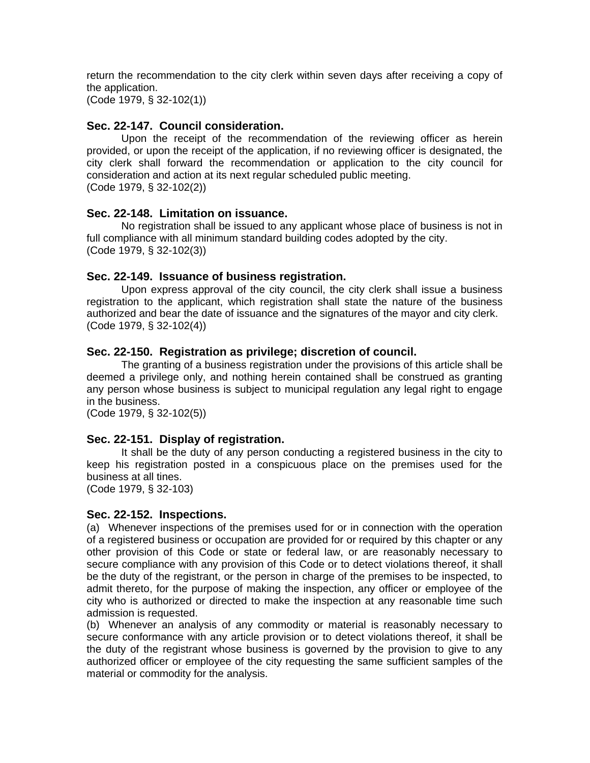return the recommendation to the city clerk within seven days after receiving a copy of the application.
(Code 1979, § 32-102(1))

### Sec. 22-147. Council consideration.

Upon the receipt of the recommendation of the reviewing officer as herein provided, or upon the receipt of the application, if no reviewing officer is designated, the city clerk shall forward the recommendation or application to the city council for consideration and action at its next regular scheduled public meeting.
(Code 1979, § 32-102(2))

### Sec. 22-148. Limitation on issuance.

No registration shall be issued to any applicant whose place of business is not in full compliance with all minimum standard building codes adopted by the city.
(Code 1979, § 32-102(3))

### Sec. 22-149. Issuance of business registration.

Upon express approval of the city council, the city clerk shall issue a business registration to the applicant, which registration shall state the nature of the business authorized and bear the date of issuance and the signatures of the mayor and city clerk.
(Code 1979, § 32-102(4))

### Sec. 22-150. Registration as privilege; discretion of council.

The granting of a business registration under the provisions of this article shall be deemed a privilege only, and nothing herein contained shall be construed as granting any person whose business is subject to municipal regulation any legal right to engage in the business.
(Code 1979, § 32-102(5))

### Sec. 22-151. Display of registration.

It shall be the duty of any person conducting a registered business in the city to keep his registration posted in a conspicuous place on the premises used for the business at all tines.
(Code 1979, § 32-103)

### Sec. 22-152. Inspections.

(a) Whenever inspections of the premises used for or in connection with the operation of a registered business or occupation are provided for or required by this chapter or any other provision of this Code or state or federal law, or are reasonably necessary to secure compliance with any provision of this Code or to detect violations thereof, it shall be the duty of the registrant, or the person in charge of the premises to be inspected, to admit thereto, for the purpose of making the inspection, any officer or employee of the city who is authorized or directed to make the inspection at any reasonable time such admission is requested.

(b) Whenever an analysis of any commodity or material is reasonably necessary to secure conformance with any article provision or to detect violations thereof, it shall be the duty of the registrant whose business is governed by the provision to give to any authorized officer or employee of the city requesting the same sufficient samples of the material or commodity for the analysis.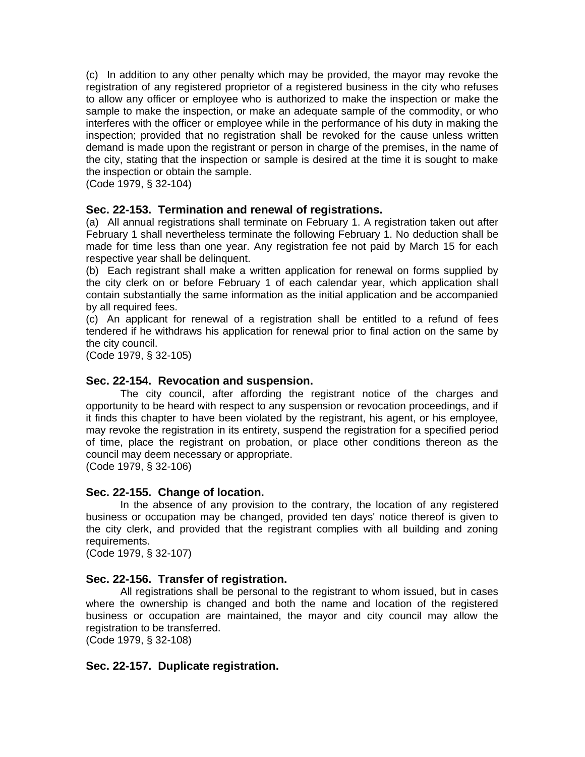(c) In addition to any other penalty which may be provided, the mayor may revoke the registration of any registered proprietor of a registered business in the city who refuses to allow any officer or employee who is authorized to make the inspection or make the sample to make the inspection, or make an adequate sample of the commodity, or who interferes with the officer or employee while in the performance of his duty in making the inspection; provided that no registration shall be revoked for the cause unless written demand is made upon the registrant or person in charge of the premises, in the name of the city, stating that the inspection or sample is desired at the time it is sought to make the inspection or obtain the sample.
(Code 1979, § 32-104)

### Sec. 22-153. Termination and renewal of registrations.

(a) All annual registrations shall terminate on February 1. A registration taken out after February 1 shall nevertheless terminate the following February 1. No deduction shall be made for time less than one year. Any registration fee not paid by March 15 for each respective year shall be delinquent.
(b) Each registrant shall make a written application for renewal on forms supplied by the city clerk on or before February 1 of each calendar year, which application shall contain substantially the same information as the initial application and be accompanied by all required fees.
(c) An applicant for renewal of a registration shall be entitled to a refund of fees tendered if he withdraws his application for renewal prior to final action on the same by the city council.
(Code 1979, § 32-105)

### Sec. 22-154. Revocation and suspension.

The city council, after affording the registrant notice of the charges and opportunity to be heard with respect to any suspension or revocation proceedings, and if it finds this chapter to have been violated by the registrant, his agent, or his employee, may revoke the registration in its entirety, suspend the registration for a specified period of time, place the registrant on probation, or place other conditions thereon as the council may deem necessary or appropriate.
(Code 1979, § 32-106)

### Sec. 22-155. Change of location.

In the absence of any provision to the contrary, the location of any registered business or occupation may be changed, provided ten days' notice thereof is given to the city clerk, and provided that the registrant complies with all building and zoning requirements.
(Code 1979, § 32-107)

### Sec. 22-156. Transfer of registration.

All registrations shall be personal to the registrant to whom issued, but in cases where the ownership is changed and both the name and location of the registered business or occupation are maintained, the mayor and city council may allow the registration to be transferred.
(Code 1979, § 32-108)

### Sec. 22-157. Duplicate registration.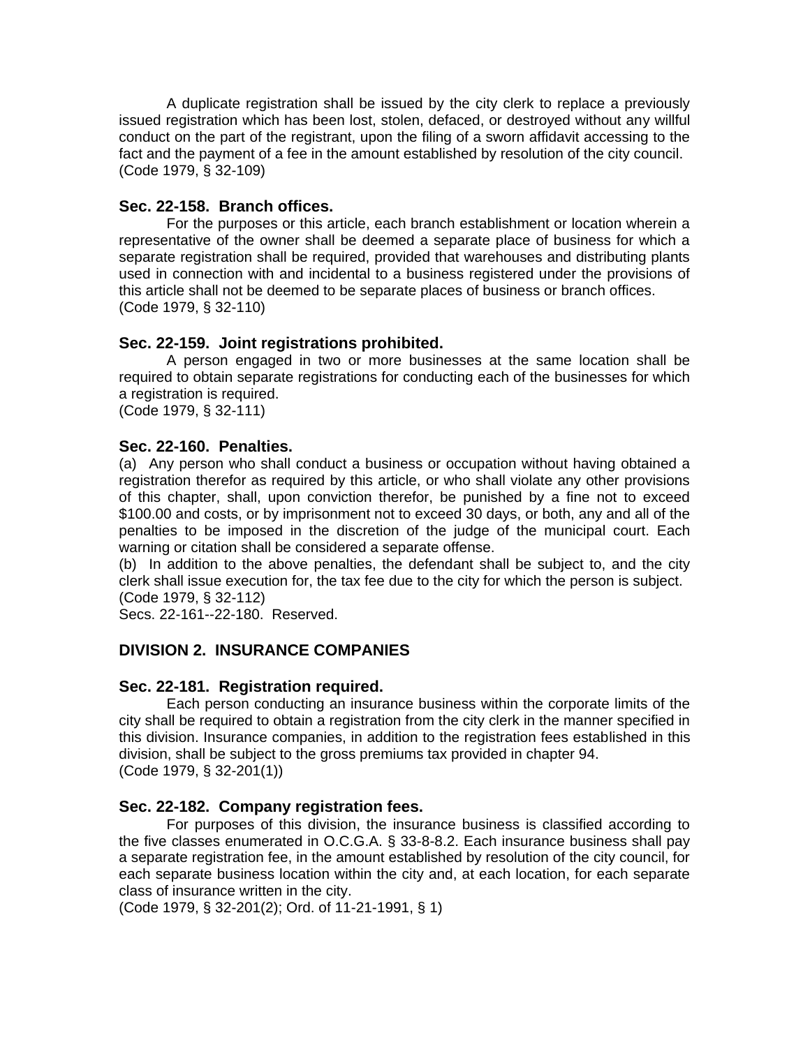A duplicate registration shall be issued by the city clerk to replace a previously issued registration which has been lost, stolen, defaced, or destroyed without any willful conduct on the part of the registrant, upon the filing of a sworn affidavit accessing to the fact and the payment of a fee in the amount established by resolution of the city council.
(Code 1979, § 32-109)

### Sec. 22-158. Branch offices.

For the purposes or this article, each branch establishment or location wherein a representative of the owner shall be deemed a separate place of business for which a separate registration shall be required, provided that warehouses and distributing plants used in connection with and incidental to a business registered under the provisions of this article shall not be deemed to be separate places of business or branch offices.
(Code 1979, § 32-110)

### Sec. 22-159. Joint registrations prohibited.

A person engaged in two or more businesses at the same location shall be required to obtain separate registrations for conducting each of the businesses for which a registration is required.
(Code 1979, § 32-111)

### Sec. 22-160. Penalties.

(a) Any person who shall conduct a business or occupation without having obtained a registration therefor as required by this article, or who shall violate any other provisions of this chapter, shall, upon conviction therefor, be punished by a fine not to exceed $100.00 and costs, or by imprisonment not to exceed 30 days, or both, any and all of the penalties to be imposed in the discretion of the judge of the municipal court. Each warning or citation shall be considered a separate offense.

(b) In addition to the above penalties, the defendant shall be subject to, and the city clerk shall issue execution for, the tax fee due to the city for which the person is subject.
(Code 1979, § 32-112)

Secs. 22-161--22-180. Reserved.

## DIVISION 2. INSURANCE COMPANIES

### Sec. 22-181. Registration required.

Each person conducting an insurance business within the corporate limits of the city shall be required to obtain a registration from the city clerk in the manner specified in this division. Insurance companies, in addition to the registration fees established in this division, shall be subject to the gross premiums tax provided in chapter 94.
(Code 1979, § 32-201(1))

### Sec. 22-182. Company registration fees.

For purposes of this division, the insurance business is classified according to the five classes enumerated in O.C.G.A. § 33-8-8.2. Each insurance business shall pay a separate registration fee, in the amount established by resolution of the city council, for each separate business location within the city and, at each location, for each separate class of insurance written in the city.
(Code 1979, § 32-201(2); Ord. of 11-21-1991, § 1)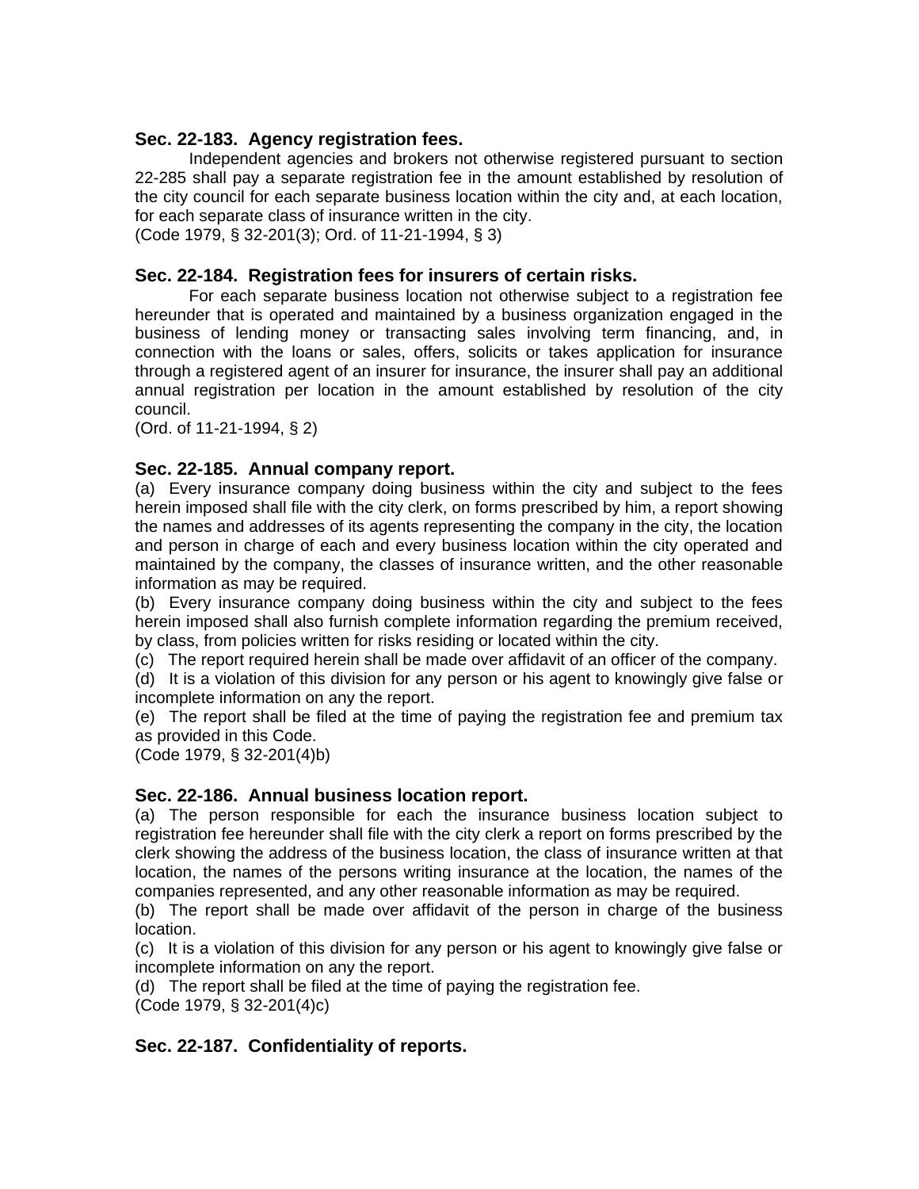### Sec. 22-183. Agency registration fees.

Independent agencies and brokers not otherwise registered pursuant to section 22-285 shall pay a separate registration fee in the amount established by resolution of the city council for each separate business location within the city and, at each location, for each separate class of insurance written in the city.
(Code 1979, § 32-201(3); Ord. of 11-21-1994, § 3)

### Sec. 22-184. Registration fees for insurers of certain risks.

For each separate business location not otherwise subject to a registration fee hereunder that is operated and maintained by a business organization engaged in the business of lending money or transacting sales involving term financing, and, in connection with the loans or sales, offers, solicits or takes application for insurance through a registered agent of an insurer for insurance, the insurer shall pay an additional annual registration per location in the amount established by resolution of the city council.
(Ord. of 11-21-1994, § 2)

### Sec. 22-185. Annual company report.

(a) Every insurance company doing business within the city and subject to the fees herein imposed shall file with the city clerk, on forms prescribed by him, a report showing the names and addresses of its agents representing the company in the city, the location and person in charge of each and every business location within the city operated and maintained by the company, the classes of insurance written, and the other reasonable information as may be required.
(b) Every insurance company doing business within the city and subject to the fees herein imposed shall also furnish complete information regarding the premium received, by class, from policies written for risks residing or located within the city.
(c) The report required herein shall be made over affidavit of an officer of the company.
(d) It is a violation of this division for any person or his agent to knowingly give false or incomplete information on any the report.
(e) The report shall be filed at the time of paying the registration fee and premium tax as provided in this Code.
(Code 1979, § 32-201(4)b)

### Sec. 22-186. Annual business location report.

(a) The person responsible for each the insurance business location subject to registration fee hereunder shall file with the city clerk a report on forms prescribed by the clerk showing the address of the business location, the class of insurance written at that location, the names of the persons writing insurance at the location, the names of the companies represented, and any other reasonable information as may be required.
(b) The report shall be made over affidavit of the person in charge of the business location.
(c) It is a violation of this division for any person or his agent to knowingly give false or incomplete information on any the report.
(d) The report shall be filed at the time of paying the registration fee.
(Code 1979, § 32-201(4)c)

### Sec. 22-187. Confidentiality of reports.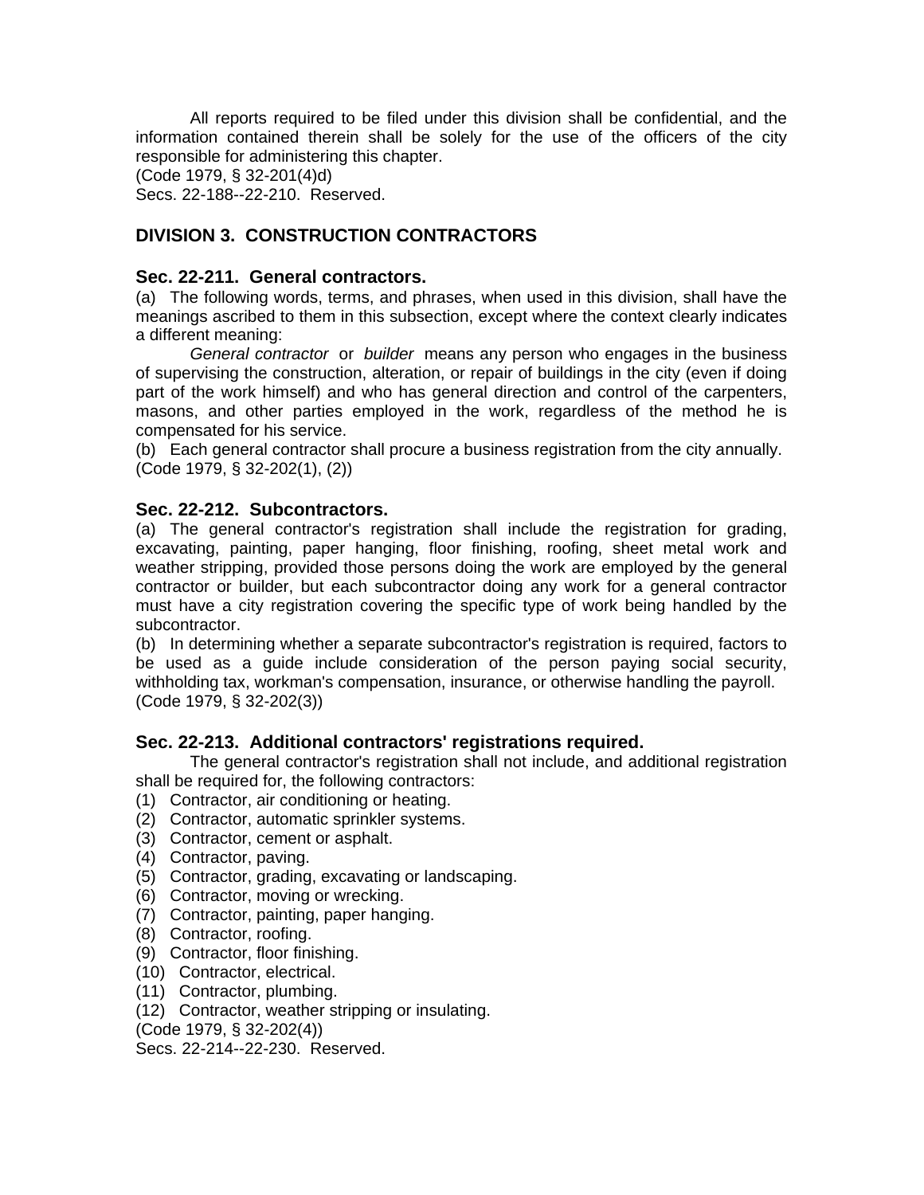All reports required to be filed under this division shall be confidential, and the information contained therein shall be solely for the use of the officers of the city responsible for administering this chapter.

(Code 1979, § 32-201(4)d)

Secs. 22-188--22-210. Reserved.

## DIVISION 3. CONSTRUCTION CONTRACTORS

### Sec. 22-211. General contractors.

(a) The following words, terms, and phrases, when used in this division, shall have the meanings ascribed to them in this subsection, except where the context clearly indicates a different meaning:

*General contractor* or *builder* means any person who engages in the business of supervising the construction, alteration, or repair of buildings in the city (even if doing part of the work himself) and who has general direction and control of the carpenters, masons, and other parties employed in the work, regardless of the method he is compensated for his service.

(b) Each general contractor shall procure a business registration from the city annually.

(Code 1979, § 32-202(1), (2))

### Sec. 22-212. Subcontractors.

(a) The general contractor's registration shall include the registration for grading, excavating, painting, paper hanging, floor finishing, roofing, sheet metal work and weather stripping, provided those persons doing the work are employed by the general contractor or builder, but each subcontractor doing any work for a general contractor must have a city registration covering the specific type of work being handled by the subcontractor.

(b) In determining whether a separate subcontractor's registration is required, factors to be used as a guide include consideration of the person paying social security, withholding tax, workman's compensation, insurance, or otherwise handling the payroll.

(Code 1979, § 32-202(3))

### Sec. 22-213. Additional contractors' registrations required.

The general contractor's registration shall not include, and additional registration shall be required for, the following contractors:

(1) Contractor, air conditioning or heating.
(2) Contractor, automatic sprinkler systems.
(3) Contractor, cement or asphalt.
(4) Contractor, paving.
(5) Contractor, grading, excavating or landscaping.
(6) Contractor, moving or wrecking.
(7) Contractor, painting, paper hanging.
(8) Contractor, roofing.
(9) Contractor, floor finishing.
(10) Contractor, electrical.
(11) Contractor, plumbing.
(12) Contractor, weather stripping or insulating.

(Code 1979, § 32-202(4))

Secs. 22-214--22-230. Reserved.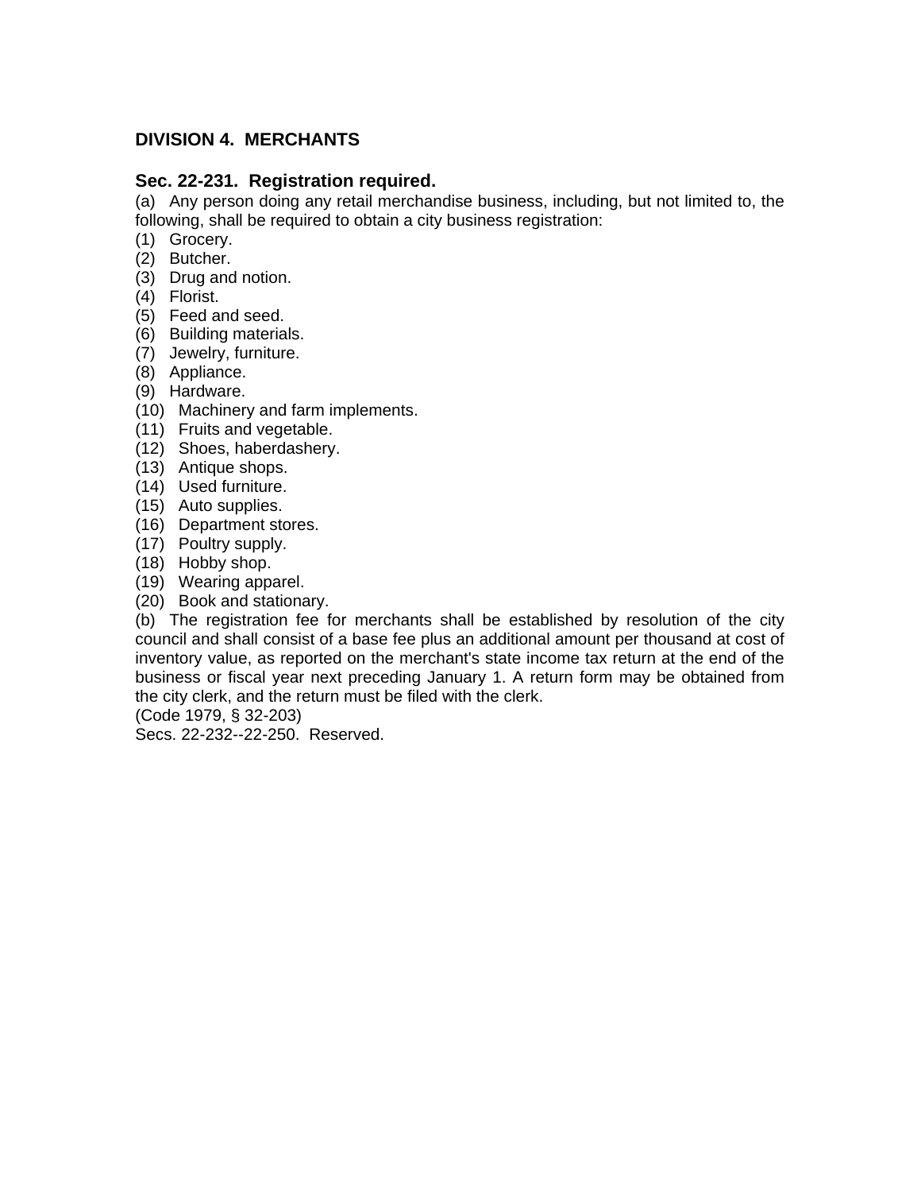## DIVISION 4. MERCHANTS

### Sec. 22-231. Registration required.

(a) Any person doing any retail merchandise business, including, but not limited to, the following, shall be required to obtain a city business registration:

(1) Grocery.
(2) Butcher.
(3) Drug and notion.
(4) Florist.
(5) Feed and seed.
(6) Building materials.
(7) Jewelry, furniture.
(8) Appliance.
(9) Hardware.
(10) Machinery and farm implements.
(11) Fruits and vegetable.
(12) Shoes, haberdashery.
(13) Antique shops.
(14) Used furniture.
(15) Auto supplies.
(16) Department stores.
(17) Poultry supply.
(18) Hobby shop.
(19) Wearing apparel.
(20) Book and stationary.

(b) The registration fee for merchants shall be established by resolution of the city council and shall consist of a base fee plus an additional amount per thousand at cost of inventory value, as reported on the merchant's state income tax return at the end of the business or fiscal year next preceding January 1. A return form may be obtained from the city clerk, and the return must be filed with the clerk.

(Code 1979, § 32-203)

Secs. 22-232--22-250. Reserved.